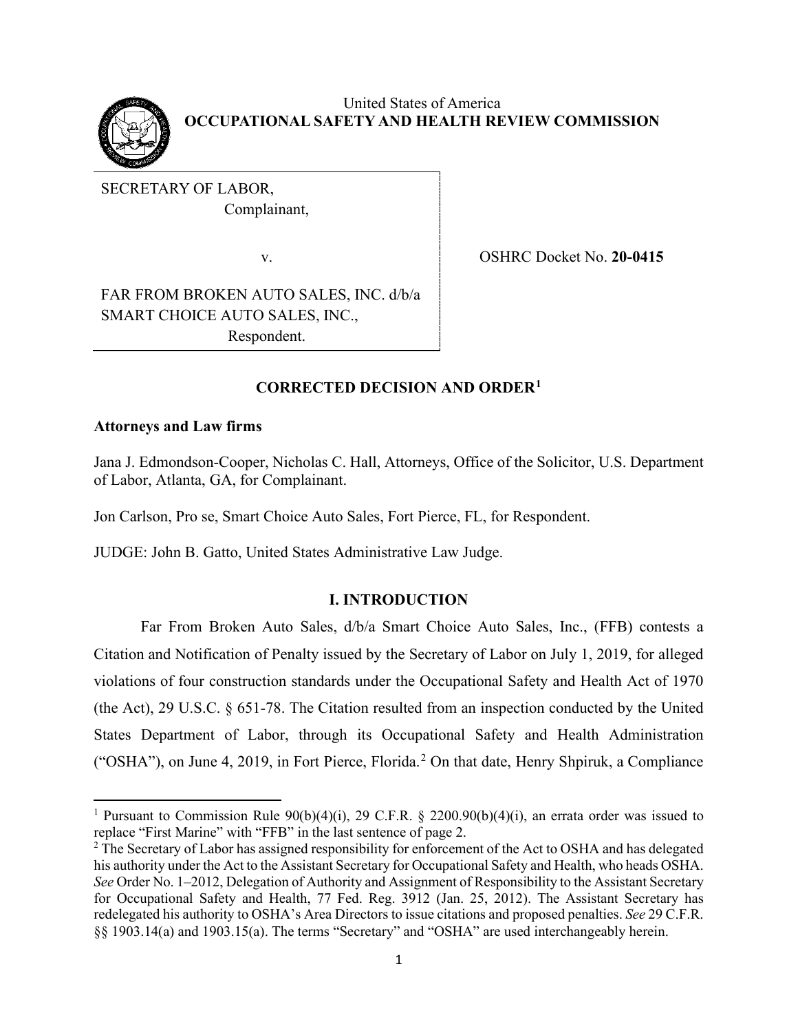United States of America
**OCCUPATIONAL SAFETY AND HEALTH REVIEW COMMISSION**

SECRETARY OF LABOR,
Complainant,

v.

FAR FROM BROKEN AUTO SALES, INC. d/b/a SMART CHOICE AUTO SALES, INC.,
Respondent.

OSHRC Docket No. **20-0415**

## CORRECTED DECISION AND ORDER[1]

**Attorneys and Law firms**

Jana J. Edmondson-Cooper, Nicholas C. Hall, Attorneys, Office of the Solicitor, U.S. Department of Labor, Atlanta, GA, for Complainant.

Jon Carlson, Pro se, Smart Choice Auto Sales, Fort Pierce, FL, for Respondent.

JUDGE: John B. Gatto, United States Administrative Law Judge.

## I. INTRODUCTION

Far From Broken Auto Sales, d/b/a Smart Choice Auto Sales, Inc., (FFB) contests a Citation and Notification of Penalty issued by the Secretary of Labor on July 1, 2019, for alleged violations of four construction standards under the Occupational Safety and Health Act of 1970 (the Act), 29 U.S.C. § 651-78. The Citation resulted from an inspection conducted by the United States Department of Labor, through its Occupational Safety and Health Administration ("OSHA"), on June 4, 2019, in Fort Pierce, Florida.[2] On that date, Henry Shpiruk, a Compliance

---

[1] Pursuant to Commission Rule 90(b)(4)(i), 29 C.F.R. § 2200.90(b)(4)(i), an errata order was issued to replace "First Marine" with "FFB" in the last sentence of page 2.

[2] The Secretary of Labor has assigned responsibility for enforcement of the Act to OSHA and has delegated his authority under the Act to the Assistant Secretary for Occupational Safety and Health, who heads OSHA. *See* Order No. 1–2012, Delegation of Authority and Assignment of Responsibility to the Assistant Secretary for Occupational Safety and Health, 77 Fed. Reg. 3912 (Jan. 25, 2012). The Assistant Secretary has redelegated his authority to OSHA's Area Directors to issue citations and proposed penalties. *See* 29 C.F.R. §§ 1903.14(a) and 1903.15(a). The terms "Secretary" and "OSHA" are used interchangeably herein.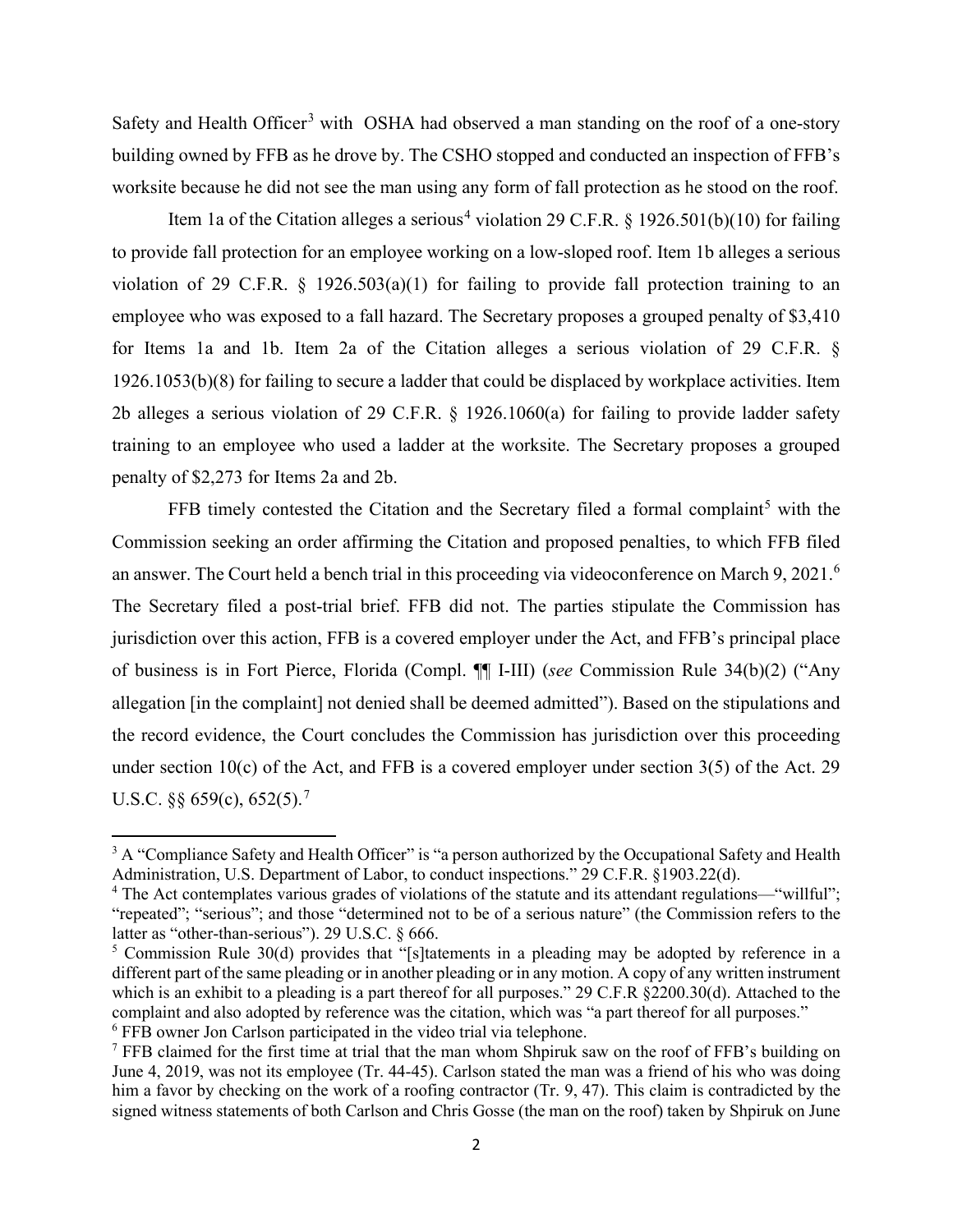Safety and Health Officer[3] with OSHA had observed a man standing on the roof of a one-story building owned by FFB as he drove by. The CSHO stopped and conducted an inspection of FFB's worksite because he did not see the man using any form of fall protection as he stood on the roof.

Item 1a of the Citation alleges a serious[4] violation 29 C.F.R. § 1926.501(b)(10) for failing to provide fall protection for an employee working on a low-sloped roof. Item 1b alleges a serious violation of 29 C.F.R. § 1926.503(a)(1) for failing to provide fall protection training to an employee who was exposed to a fall hazard. The Secretary proposes a grouped penalty of $3,410 for Items 1a and 1b. Item 2a of the Citation alleges a serious violation of 29 C.F.R. § 1926.1053(b)(8) for failing to secure a ladder that could be displaced by workplace activities. Item 2b alleges a serious violation of 29 C.F.R. § 1926.1060(a) for failing to provide ladder safety training to an employee who used a ladder at the worksite. The Secretary proposes a grouped penalty of $2,273 for Items 2a and 2b.

FFB timely contested the Citation and the Secretary filed a formal complaint[5] with the Commission seeking an order affirming the Citation and proposed penalties, to which FFB filed an answer. The Court held a bench trial in this proceeding via videoconference on March 9, 2021.[6] The Secretary filed a post-trial brief. FFB did not. The parties stipulate the Commission has jurisdiction over this action, FFB is a covered employer under the Act, and FFB's principal place of business is in Fort Pierce, Florida (Compl. ¶¶ I-III) (*see* Commission Rule 34(b)(2) ("Any allegation [in the complaint] not denied shall be deemed admitted"). Based on the stipulations and the record evidence, the Court concludes the Commission has jurisdiction over this proceeding under section 10(c) of the Act, and FFB is a covered employer under section 3(5) of the Act. 29 U.S.C. §§ 659(c), 652(5).[7]

---

[3] A "Compliance Safety and Health Officer" is "a person authorized by the Occupational Safety and Health Administration, U.S. Department of Labor, to conduct inspections." 29 C.F.R. §1903.22(d).

[4] The Act contemplates various grades of violations of the statute and its attendant regulations—"willful"; "repeated"; "serious"; and those "determined not to be of a serious nature" (the Commission refers to the latter as "other-than-serious"). 29 U.S.C. § 666.

[5] Commission Rule 30(d) provides that "[s]tatements in a pleading may be adopted by reference in a different part of the same pleading or in another pleading or in any motion. A copy of any written instrument which is an exhibit to a pleading is a part thereof for all purposes." 29 C.F.R §2200.30(d). Attached to the complaint and also adopted by reference was the citation, which was "a part thereof for all purposes."

[6] FFB owner Jon Carlson participated in the video trial via telephone.

[7] FFB claimed for the first time at trial that the man whom Shpiruk saw on the roof of FFB's building on June 4, 2019, was not its employee (Tr. 44-45). Carlson stated the man was a friend of his who was doing him a favor by checking on the work of a roofing contractor (Tr. 9, 47). This claim is contradicted by the signed witness statements of both Carlson and Chris Gosse (the man on the roof) taken by Shpiruk on June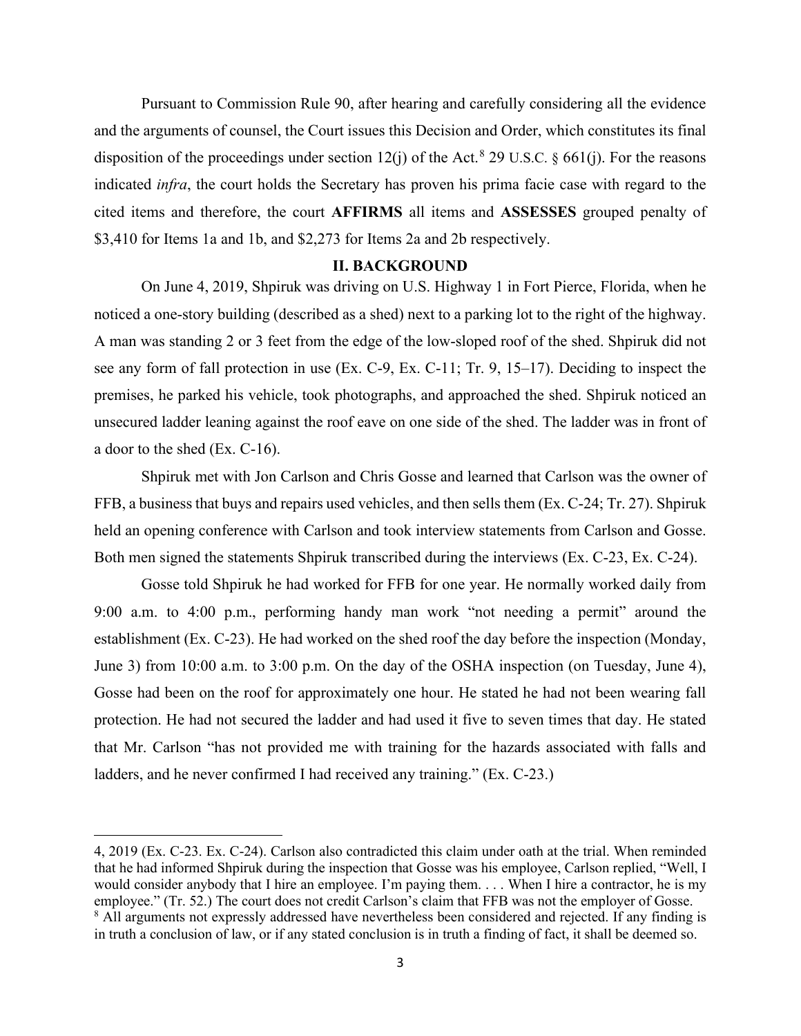Pursuant to Commission Rule 90, after hearing and carefully considering all the evidence and the arguments of counsel, the Court issues this Decision and Order, which constitutes its final disposition of the proceedings under section 12(j) of the Act.[8] 29 U.S.C. § 661(j). For the reasons indicated *infra*, the court holds the Secretary has proven his prima facie case with regard to the cited items and therefore, the court **AFFIRMS** all items and **ASSESSES** grouped penalty of $3,410 for Items 1a and 1b, and $2,273 for Items 2a and 2b respectively.

## II. BACKGROUND

On June 4, 2019, Shpiruk was driving on U.S. Highway 1 in Fort Pierce, Florida, when he noticed a one-story building (described as a shed) next to a parking lot to the right of the highway. A man was standing 2 or 3 feet from the edge of the low-sloped roof of the shed. Shpiruk did not see any form of fall protection in use (Ex. C-9, Ex. C-11; Tr. 9, 15–17). Deciding to inspect the premises, he parked his vehicle, took photographs, and approached the shed. Shpiruk noticed an unsecured ladder leaning against the roof eave on one side of the shed. The ladder was in front of a door to the shed (Ex. C-16).

Shpiruk met with Jon Carlson and Chris Gosse and learned that Carlson was the owner of FFB, a business that buys and repairs used vehicles, and then sells them (Ex. C-24; Tr. 27). Shpiruk held an opening conference with Carlson and took interview statements from Carlson and Gosse. Both men signed the statements Shpiruk transcribed during the interviews (Ex. C-23, Ex. C-24).

Gosse told Shpiruk he had worked for FFB for one year. He normally worked daily from 9:00 a.m. to 4:00 p.m., performing handy man work "not needing a permit" around the establishment (Ex. C-23). He had worked on the shed roof the day before the inspection (Monday, June 3) from 10:00 a.m. to 3:00 p.m. On the day of the OSHA inspection (on Tuesday, June 4), Gosse had been on the roof for approximately one hour. He stated he had not been wearing fall protection. He had not secured the ladder and had used it five to seven times that day. He stated that Mr. Carlson "has not provided me with training for the hazards associated with falls and ladders, and he never confirmed I had received any training." (Ex. C-23.)

---

4, 2019 (Ex. C-23. Ex. C-24). Carlson also contradicted this claim under oath at the trial. When reminded that he had informed Shpiruk during the inspection that Gosse was his employee, Carlson replied, "Well, I would consider anybody that I hire an employee. I'm paying them. . . . When I hire a contractor, he is my employee." (Tr. 52.) The court does not credit Carlson's claim that FFB was not the employer of Gosse.

[8] All arguments not expressly addressed have nevertheless been considered and rejected. If any finding is in truth a conclusion of law, or if any stated conclusion is in truth a finding of fact, it shall be deemed so.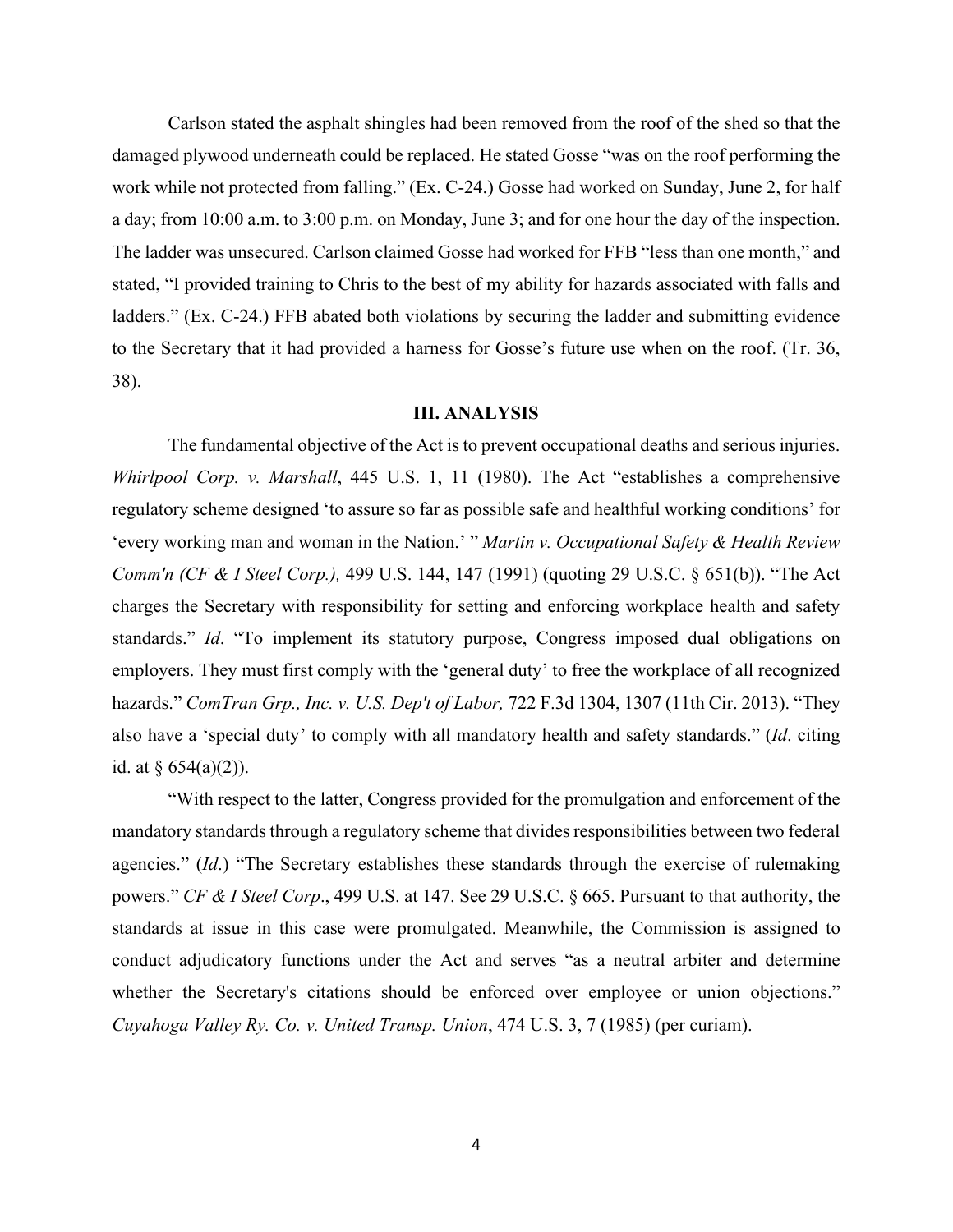Carlson stated the asphalt shingles had been removed from the roof of the shed so that the damaged plywood underneath could be replaced. He stated Gosse "was on the roof performing the work while not protected from falling." (Ex. C-24.) Gosse had worked on Sunday, June 2, for half a day; from 10:00 a.m. to 3:00 p.m. on Monday, June 3; and for one hour the day of the inspection. The ladder was unsecured. Carlson claimed Gosse had worked for FFB "less than one month," and stated, "I provided training to Chris to the best of my ability for hazards associated with falls and ladders." (Ex. C-24.) FFB abated both violations by securing the ladder and submitting evidence to the Secretary that it had provided a harness for Gosse's future use when on the roof. (Tr. 36, 38).

## III. ANALYSIS

The fundamental objective of the Act is to prevent occupational deaths and serious injuries. *Whirlpool Corp. v. Marshall*, 445 U.S. 1, 11 (1980). The Act "establishes a comprehensive regulatory scheme designed 'to assure so far as possible safe and healthful working conditions' for 'every working man and woman in the Nation.' " *Martin v. Occupational Safety & Health Review Comm'n (CF & I Steel Corp.),* 499 U.S. 144, 147 (1991) (quoting 29 U.S.C. § 651(b)). "The Act charges the Secretary with responsibility for setting and enforcing workplace health and safety standards." *Id*. "To implement its statutory purpose, Congress imposed dual obligations on employers. They must first comply with the 'general duty' to free the workplace of all recognized hazards." *ComTran Grp., Inc. v. U.S. Dep't of Labor,* 722 F.3d 1304, 1307 (11th Cir. 2013). "They also have a 'special duty' to comply with all mandatory health and safety standards." (*Id*. citing id. at § 654(a)(2)).

"With respect to the latter, Congress provided for the promulgation and enforcement of the mandatory standards through a regulatory scheme that divides responsibilities between two federal agencies." (*Id*.) "The Secretary establishes these standards through the exercise of rulemaking powers." *CF & I Steel Corp*., 499 U.S. at 147. See 29 U.S.C. § 665. Pursuant to that authority, the standards at issue in this case were promulgated. Meanwhile, the Commission is assigned to conduct adjudicatory functions under the Act and serves "as a neutral arbiter and determine whether the Secretary's citations should be enforced over employee or union objections." *Cuyahoga Valley Ry. Co. v. United Transp. Union*, 474 U.S. 3, 7 (1985) (per curiam).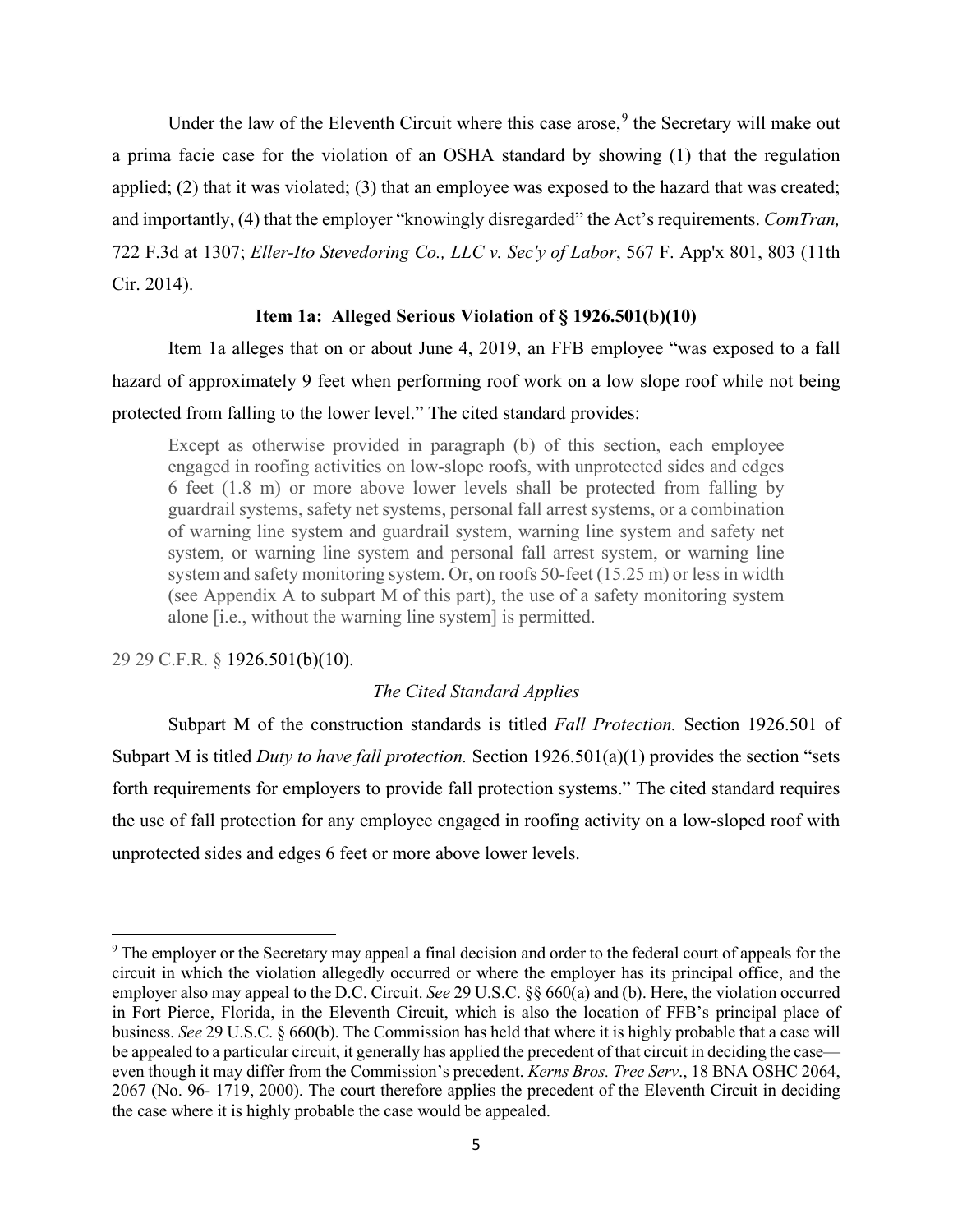Under the law of the Eleventh Circuit where this case arose,[9] the Secretary will make out a prima facie case for the violation of an OSHA standard by showing (1) that the regulation applied; (2) that it was violated; (3) that an employee was exposed to the hazard that was created; and importantly, (4) that the employer "knowingly disregarded" the Act's requirements. *ComTran,* 722 F.3d at 1307; *Eller-Ito Stevedoring Co., LLC v. Sec'y of Labor*, 567 F. App'x 801, 803 (11th Cir. 2014).

**Item 1a: Alleged Serious Violation of § 1926.501(b)(10)**

Item 1a alleges that on or about June 4, 2019, an FFB employee "was exposed to a fall hazard of approximately 9 feet when performing roof work on a low slope roof while not being protected from falling to the lower level." The cited standard provides:

> Except as otherwise provided in paragraph (b) of this section, each employee engaged in roofing activities on low-slope roofs, with unprotected sides and edges 6 feet (1.8 m) or more above lower levels shall be protected from falling by guardrail systems, safety net systems, personal fall arrest systems, or a combination of warning line system and guardrail system, warning line system and safety net system, or warning line system and personal fall arrest system, or warning line system and safety monitoring system. Or, on roofs 50-feet (15.25 m) or less in width (see Appendix A to subpart M of this part), the use of a safety monitoring system alone [i.e., without the warning line system] is permitted.

29 29 C.F.R. § 1926.501(b)(10).

*The Cited Standard Applies*

Subpart M of the construction standards is titled *Fall Protection.* Section 1926.501 of Subpart M is titled *Duty to have fall protection.* Section 1926.501(a)(1) provides the section "sets forth requirements for employers to provide fall protection systems." The cited standard requires the use of fall protection for any employee engaged in roofing activity on a low-sloped roof with unprotected sides and edges 6 feet or more above lower levels.

---

[9] The employer or the Secretary may appeal a final decision and order to the federal court of appeals for the circuit in which the violation allegedly occurred or where the employer has its principal office, and the employer also may appeal to the D.C. Circuit. *See* 29 U.S.C. §§ 660(a) and (b). Here, the violation occurred in Fort Pierce, Florida, in the Eleventh Circuit, which is also the location of FFB's principal place of business. *See* 29 U.S.C. § 660(b). The Commission has held that where it is highly probable that a case will be appealed to a particular circuit, it generally has applied the precedent of that circuit in deciding the case—even though it may differ from the Commission's precedent. *Kerns Bros. Tree Serv*., 18 BNA OSHC 2064, 2067 (No. 96- 1719, 2000). The court therefore applies the precedent of the Eleventh Circuit in deciding the case where it is highly probable the case would be appealed.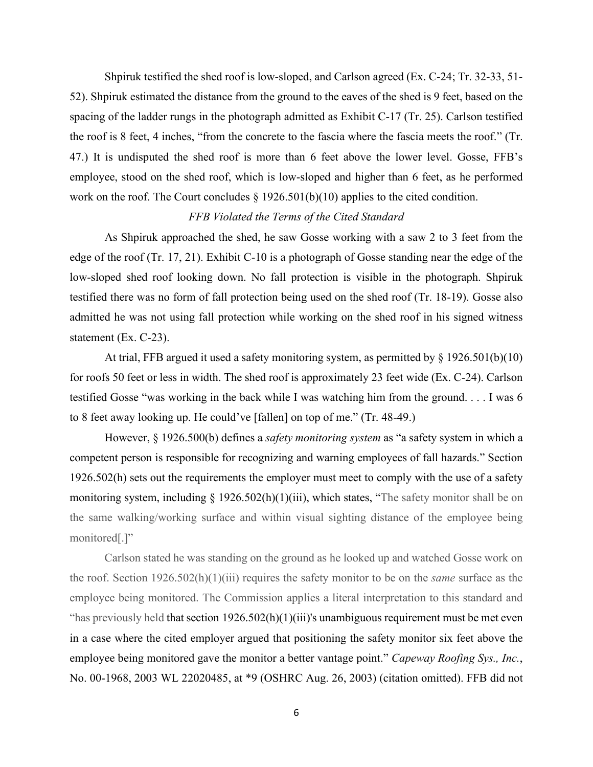Shpiruk testified the shed roof is low-sloped, and Carlson agreed (Ex. C-24; Tr. 32-33, 51-52). Shpiruk estimated the distance from the ground to the eaves of the shed is 9 feet, based on the spacing of the ladder rungs in the photograph admitted as Exhibit C-17 (Tr. 25). Carlson testified the roof is 8 feet, 4 inches, "from the concrete to the fascia where the fascia meets the roof." (Tr. 47.) It is undisputed the shed roof is more than 6 feet above the lower level. Gosse, FFB's employee, stood on the shed roof, which is low-sloped and higher than 6 feet, as he performed work on the roof. The Court concludes § 1926.501(b)(10) applies to the cited condition.

*FFB Violated the Terms of the Cited Standard*

As Shpiruk approached the shed, he saw Gosse working with a saw 2 to 3 feet from the edge of the roof (Tr. 17, 21). Exhibit C-10 is a photograph of Gosse standing near the edge of the low-sloped shed roof looking down. No fall protection is visible in the photograph. Shpiruk testified there was no form of fall protection being used on the shed roof (Tr. 18-19). Gosse also admitted he was not using fall protection while working on the shed roof in his signed witness statement (Ex. C-23).

At trial, FFB argued it used a safety monitoring system, as permitted by § 1926.501(b)(10) for roofs 50 feet or less in width. The shed roof is approximately 23 feet wide (Ex. C-24). Carlson testified Gosse "was working in the back while I was watching him from the ground. . . . I was 6 to 8 feet away looking up. He could've [fallen] on top of me." (Tr. 48-49.)

However, § 1926.500(b) defines a *safety monitoring system* as "a safety system in which a competent person is responsible for recognizing and warning employees of fall hazards." Section 1926.502(h) sets out the requirements the employer must meet to comply with the use of a safety monitoring system, including § 1926.502(h)(1)(iii), which states, "The safety monitor shall be on the same walking/working surface and within visual sighting distance of the employee being monitored[.]"

Carlson stated he was standing on the ground as he looked up and watched Gosse work on the roof. Section 1926.502(h)(1)(iii) requires the safety monitor to be on the *same* surface as the employee being monitored. The Commission applies a literal interpretation to this standard and "has previously held that section 1926.502(h)(1)(iii)'s unambiguous requirement must be met even in a case where the cited employer argued that positioning the safety monitor six feet above the employee being monitored gave the monitor a better vantage point." *Capeway Roofing Sys., Inc.*, No. 00-1968, 2003 WL 22020485, at *9 (OSHRC Aug. 26, 2003) (citation omitted). FFB did not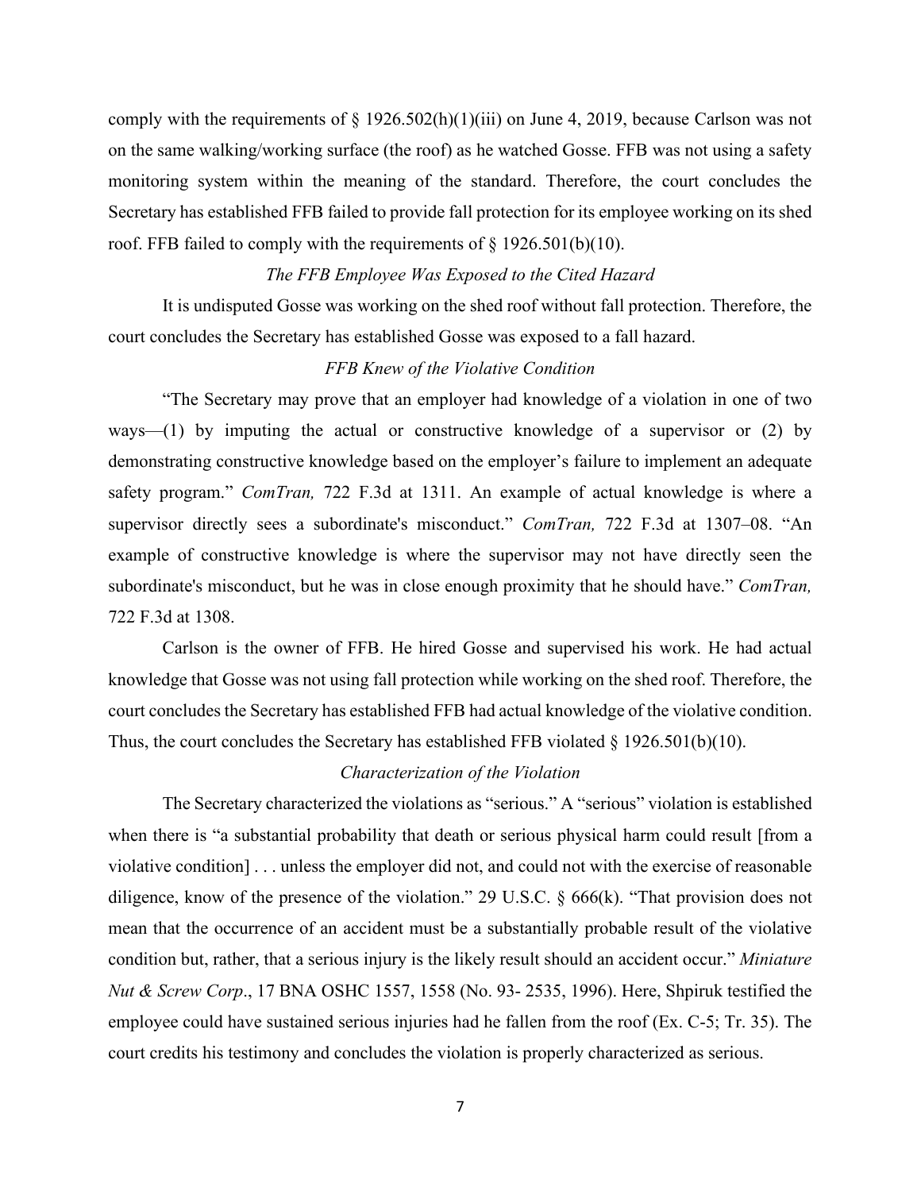comply with the requirements of § 1926.502(h)(1)(iii) on June 4, 2019, because Carlson was not on the same walking/working surface (the roof) as he watched Gosse. FFB was not using a safety monitoring system within the meaning of the standard. Therefore, the court concludes the Secretary has established FFB failed to provide fall protection for its employee working on its shed roof. FFB failed to comply with the requirements of § 1926.501(b)(10).

### *The FFB Employee Was Exposed to the Cited Hazard*

It is undisputed Gosse was working on the shed roof without fall protection. Therefore, the court concludes the Secretary has established Gosse was exposed to a fall hazard.

### *FFB Knew of the Violative Condition*

"The Secretary may prove that an employer had knowledge of a violation in one of two ways—(1) by imputing the actual or constructive knowledge of a supervisor or (2) by demonstrating constructive knowledge based on the employer's failure to implement an adequate safety program." *ComTran,* 722 F.3d at 1311. An example of actual knowledge is where a supervisor directly sees a subordinate's misconduct." *ComTran,* 722 F.3d at 1307–08. "An example of constructive knowledge is where the supervisor may not have directly seen the subordinate's misconduct, but he was in close enough proximity that he should have." *ComTran,* 722 F.3d at 1308.

Carlson is the owner of FFB. He hired Gosse and supervised his work. He had actual knowledge that Gosse was not using fall protection while working on the shed roof. Therefore, the court concludes the Secretary has established FFB had actual knowledge of the violative condition. Thus, the court concludes the Secretary has established FFB violated § 1926.501(b)(10).

### *Characterization of the Violation*

The Secretary characterized the violations as "serious." A "serious" violation is established when there is "a substantial probability that death or serious physical harm could result [from a violative condition] . . . unless the employer did not, and could not with the exercise of reasonable diligence, know of the presence of the violation." 29 U.S.C. § 666(k). "That provision does not mean that the occurrence of an accident must be a substantially probable result of the violative condition but, rather, that a serious injury is the likely result should an accident occur." *Miniature Nut & Screw Corp*., 17 BNA OSHC 1557, 1558 (No. 93- 2535, 1996). Here, Shpiruk testified the employee could have sustained serious injuries had he fallen from the roof (Ex. C-5; Tr. 35). The court credits his testimony and concludes the violation is properly characterized as serious.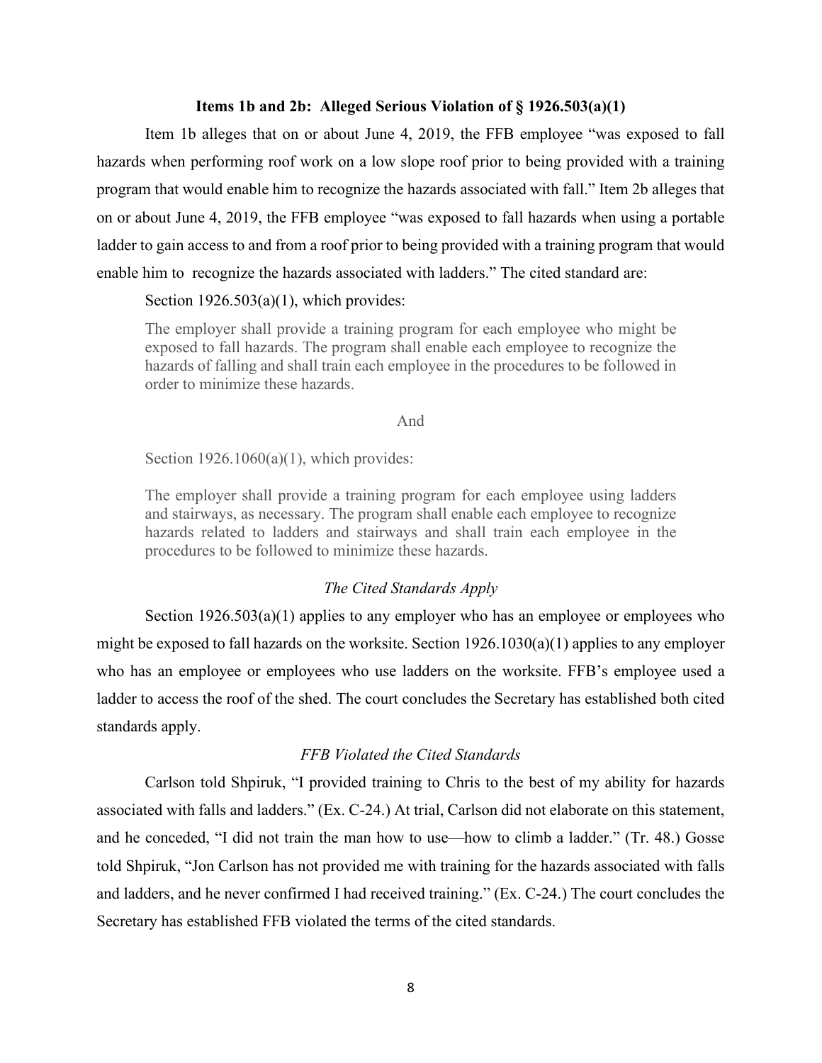**Items 1b and 2b: Alleged Serious Violation of § 1926.503(a)(1)**

Item 1b alleges that on or about June 4, 2019, the FFB employee "was exposed to fall hazards when performing roof work on a low slope roof prior to being provided with a training program that would enable him to recognize the hazards associated with fall." Item 2b alleges that on or about June 4, 2019, the FFB employee "was exposed to fall hazards when using a portable ladder to gain access to and from a roof prior to being provided with a training program that would enable him to recognize the hazards associated with ladders." The cited standard are:

Section 1926.503(a)(1), which provides:

> The employer shall provide a training program for each employee who might be exposed to fall hazards. The program shall enable each employee to recognize the hazards of falling and shall train each employee in the procedures to be followed in order to minimize these hazards.

And

Section 1926.1060(a)(1), which provides:

> The employer shall provide a training program for each employee using ladders and stairways, as necessary. The program shall enable each employee to recognize hazards related to ladders and stairways and shall train each employee in the procedures to be followed to minimize these hazards.

*The Cited Standards Apply*

Section 1926.503(a)(1) applies to any employer who has an employee or employees who might be exposed to fall hazards on the worksite. Section 1926.1030(a)(1) applies to any employer who has an employee or employees who use ladders on the worksite. FFB's employee used a ladder to access the roof of the shed. The court concludes the Secretary has established both cited standards apply.

*FFB Violated the Cited Standards*

Carlson told Shpiruk, "I provided training to Chris to the best of my ability for hazards associated with falls and ladders." (Ex. C-24.) At trial, Carlson did not elaborate on this statement, and he conceded, "I did not train the man how to use—how to climb a ladder." (Tr. 48.) Gosse told Shpiruk, "Jon Carlson has not provided me with training for the hazards associated with falls and ladders, and he never confirmed I had received training." (Ex. C-24.) The court concludes the Secretary has established FFB violated the terms of the cited standards.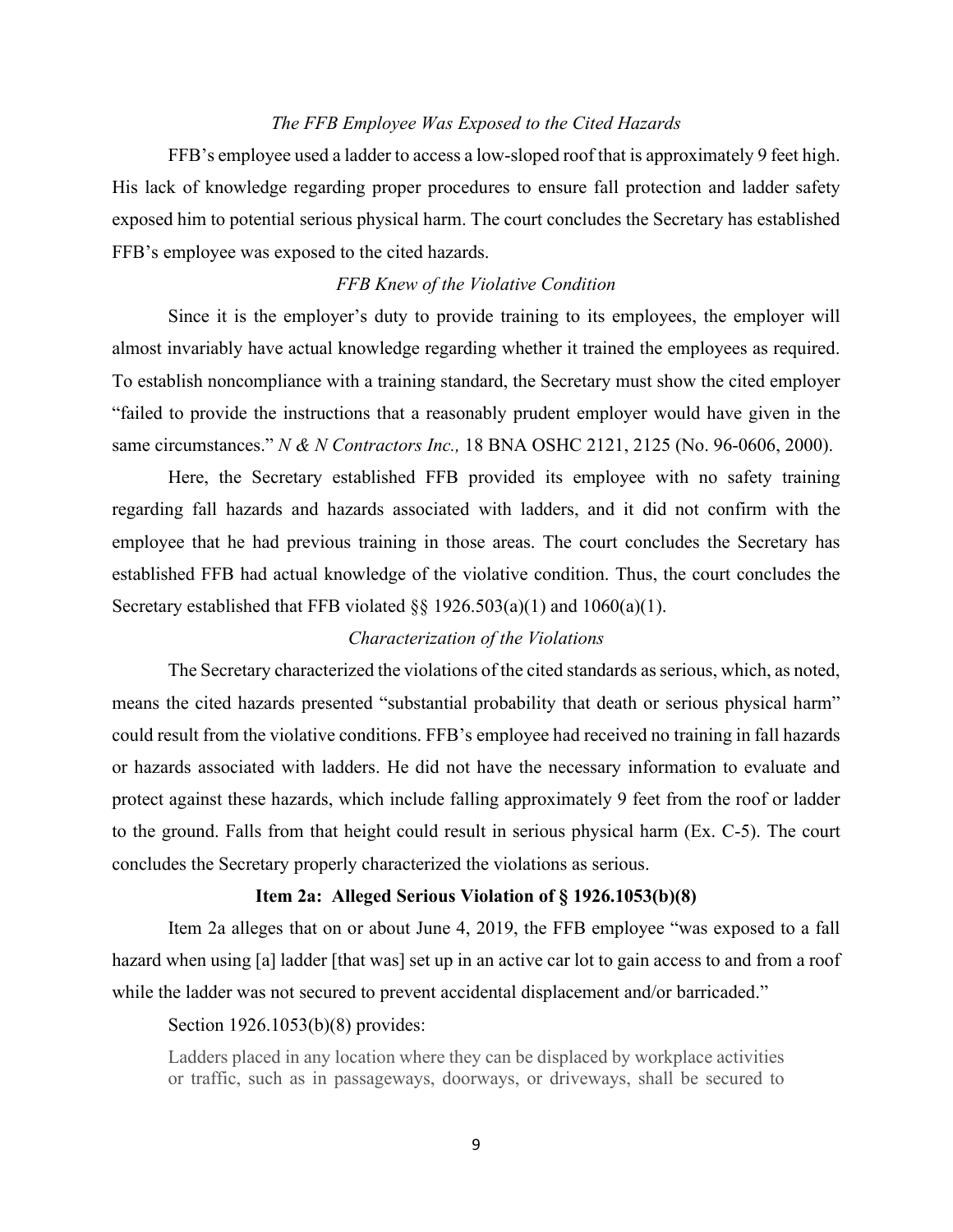*The FFB Employee Was Exposed to the Cited Hazards*

FFB's employee used a ladder to access a low-sloped roof that is approximately 9 feet high. His lack of knowledge regarding proper procedures to ensure fall protection and ladder safety exposed him to potential serious physical harm. The court concludes the Secretary has established FFB's employee was exposed to the cited hazards.

*FFB Knew of the Violative Condition*

Since it is the employer's duty to provide training to its employees, the employer will almost invariably have actual knowledge regarding whether it trained the employees as required. To establish noncompliance with a training standard, the Secretary must show the cited employer "failed to provide the instructions that a reasonably prudent employer would have given in the same circumstances." *N & N Contractors Inc.,* 18 BNA OSHC 2121, 2125 (No. 96-0606, 2000).

Here, the Secretary established FFB provided its employee with no safety training regarding fall hazards and hazards associated with ladders, and it did not confirm with the employee that he had previous training in those areas. The court concludes the Secretary has established FFB had actual knowledge of the violative condition. Thus, the court concludes the Secretary established that FFB violated §§ 1926.503(a)(1) and 1060(a)(1).

*Characterization of the Violations*

The Secretary characterized the violations of the cited standards as serious, which, as noted, means the cited hazards presented "substantial probability that death or serious physical harm" could result from the violative conditions. FFB's employee had received no training in fall hazards or hazards associated with ladders. He did not have the necessary information to evaluate and protect against these hazards, which include falling approximately 9 feet from the roof or ladder to the ground. Falls from that height could result in serious physical harm (Ex. C-5). The court concludes the Secretary properly characterized the violations as serious.

**Item 2a: Alleged Serious Violation of § 1926.1053(b)(8)**

Item 2a alleges that on or about June 4, 2019, the FFB employee "was exposed to a fall hazard when using [a] ladder [that was] set up in an active car lot to gain access to and from a roof while the ladder was not secured to prevent accidental displacement and/or barricaded."

Section 1926.1053(b)(8) provides:

> Ladders placed in any location where they can be displaced by workplace activities or traffic, such as in passageways, doorways, or driveways, shall be secured to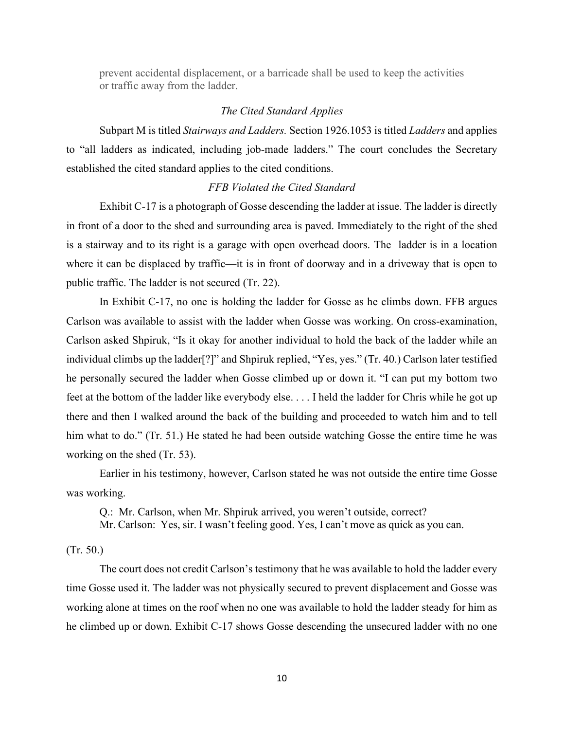prevent accidental displacement, or a barricade shall be used to keep the activities or traffic away from the ladder.

*The Cited Standard Applies*

Subpart M is titled *Stairways and Ladders.* Section 1926.1053 is titled *Ladders* and applies to "all ladders as indicated, including job-made ladders." The court concludes the Secretary established the cited standard applies to the cited conditions.

*FFB Violated the Cited Standard*

Exhibit C-17 is a photograph of Gosse descending the ladder at issue. The ladder is directly in front of a door to the shed and surrounding area is paved. Immediately to the right of the shed is a stairway and to its right is a garage with open overhead doors. The ladder is in a location where it can be displaced by traffic—it is in front of doorway and in a driveway that is open to public traffic. The ladder is not secured (Tr. 22).

In Exhibit C-17, no one is holding the ladder for Gosse as he climbs down. FFB argues Carlson was available to assist with the ladder when Gosse was working. On cross-examination, Carlson asked Shpiruk, "Is it okay for another individual to hold the back of the ladder while an individual climbs up the ladder[?]" and Shpiruk replied, "Yes, yes." (Tr. 40.) Carlson later testified he personally secured the ladder when Gosse climbed up or down it. "I can put my bottom two feet at the bottom of the ladder like everybody else. . . . I held the ladder for Chris while he got up there and then I walked around the back of the building and proceeded to watch him and to tell him what to do." (Tr. 51.) He stated he had been outside watching Gosse the entire time he was working on the shed (Tr. 53).

Earlier in his testimony, however, Carlson stated he was not outside the entire time Gosse was working.

> Q.: Mr. Carlson, when Mr. Shpiruk arrived, you weren't outside, correct?
> Mr. Carlson: Yes, sir. I wasn't feeling good. Yes, I can't move as quick as you can.

(Tr. 50.)

The court does not credit Carlson's testimony that he was available to hold the ladder every time Gosse used it. The ladder was not physically secured to prevent displacement and Gosse was working alone at times on the roof when no one was available to hold the ladder steady for him as he climbed up or down. Exhibit C-17 shows Gosse descending the unsecured ladder with no one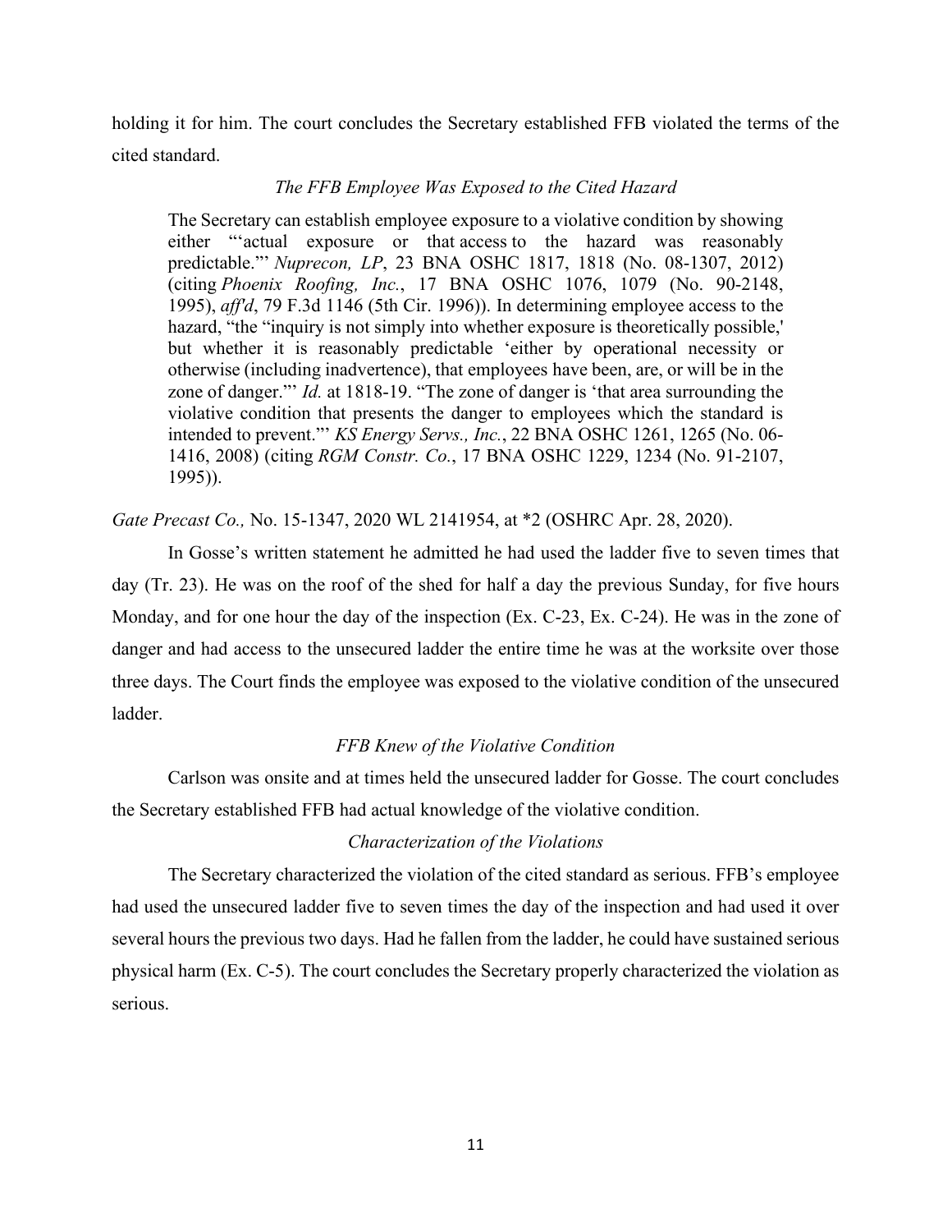holding it for him. The court concludes the Secretary established FFB violated the terms of the cited standard.

### *The FFB Employee Was Exposed to the Cited Hazard*

> The Secretary can establish employee exposure to a violative condition by showing either "'actual exposure or that access to the hazard was reasonably predictable."' *Nuprecon, LP*, 23 BNA OSHC 1817, 1818 (No. 08-1307, 2012) (citing *Phoenix Roofing, Inc.*, 17 BNA OSHC 1076, 1079 (No. 90-2148, 1995), *aff'd*, 79 F.3d 1146 (5th Cir. 1996)). In determining employee access to the hazard, "the "inquiry is not simply into whether exposure is theoretically possible,' but whether it is reasonably predictable 'either by operational necessity or otherwise (including inadvertence), that employees have been, are, or will be in the zone of danger."' *Id.* at 1818-19. "The zone of danger is 'that area surrounding the violative condition that presents the danger to employees which the standard is intended to prevent."' *KS Energy Servs., Inc.*, 22 BNA OSHC 1261, 1265 (No. 06-1416, 2008) (citing *RGM Constr. Co.*, 17 BNA OSHC 1229, 1234 (No. 91-2107, 1995)).

*Gate Precast Co.,* No. 15-1347, 2020 WL 2141954, at *2 (OSHRC Apr. 28, 2020).

In Gosse's written statement he admitted he had used the ladder five to seven times that day (Tr. 23). He was on the roof of the shed for half a day the previous Sunday, for five hours Monday, and for one hour the day of the inspection (Ex. C-23, Ex. C-24). He was in the zone of danger and had access to the unsecured ladder the entire time he was at the worksite over those three days. The Court finds the employee was exposed to the violative condition of the unsecured ladder.

### *FFB Knew of the Violative Condition*

Carlson was onsite and at times held the unsecured ladder for Gosse. The court concludes the Secretary established FFB had actual knowledge of the violative condition.

### *Characterization of the Violations*

The Secretary characterized the violation of the cited standard as serious. FFB's employee had used the unsecured ladder five to seven times the day of the inspection and had used it over several hours the previous two days. Had he fallen from the ladder, he could have sustained serious physical harm (Ex. C-5). The court concludes the Secretary properly characterized the violation as serious.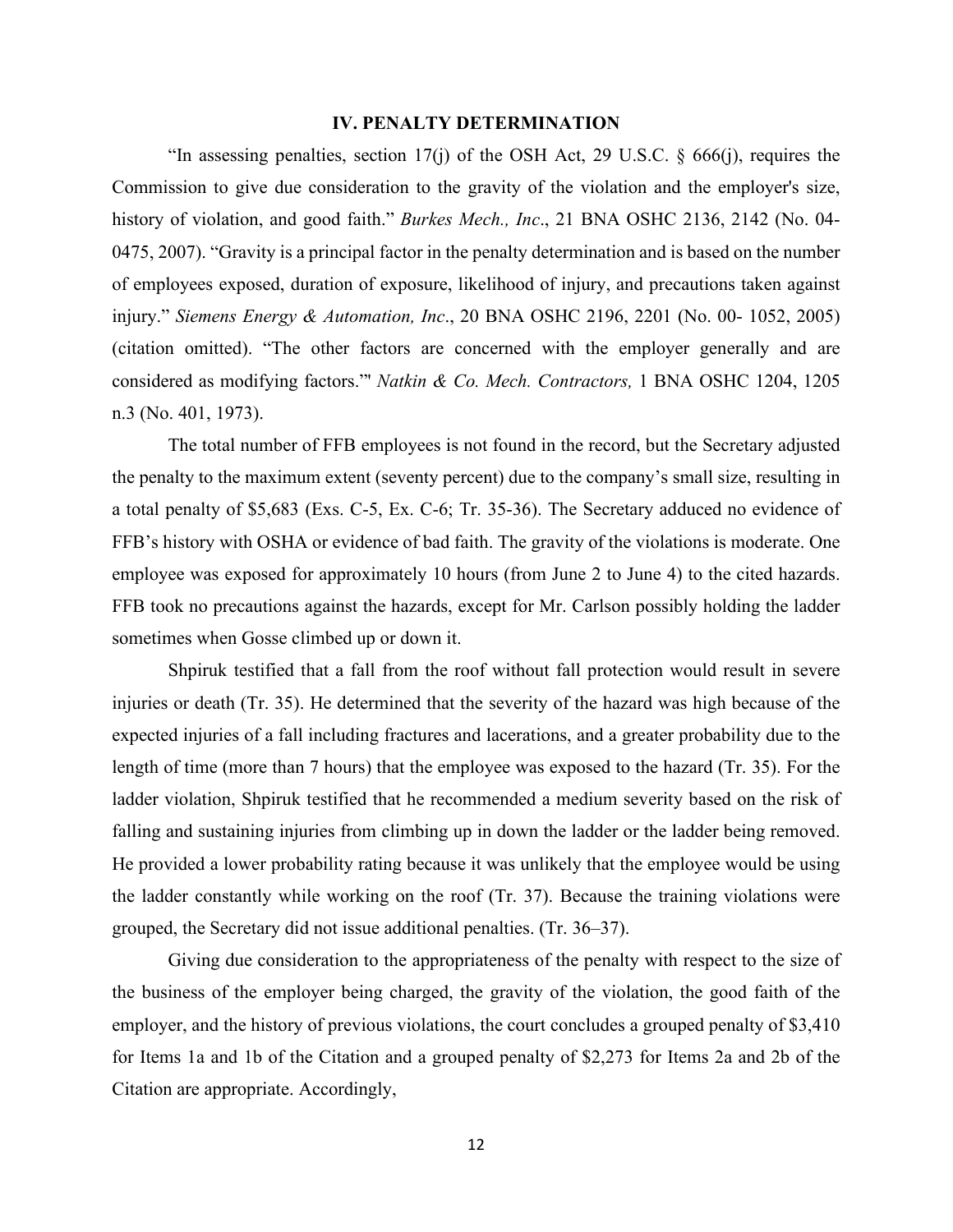## IV. PENALTY DETERMINATION

"In assessing penalties, section 17(j) of the OSH Act, 29 U.S.C. § 666(j), requires the Commission to give due consideration to the gravity of the violation and the employer's size, history of violation, and good faith." *Burkes Mech., Inc*., 21 BNA OSHC 2136, 2142 (No. 04-0475, 2007). "Gravity is a principal factor in the penalty determination and is based on the number of employees exposed, duration of exposure, likelihood of injury, and precautions taken against injury." *Siemens Energy & Automation, Inc*., 20 BNA OSHC 2196, 2201 (No. 00- 1052, 2005) (citation omitted). "The other factors are concerned with the employer generally and are considered as modifying factors."' *Natkin & Co. Mech. Contractors,* 1 BNA OSHC 1204, 1205 n.3 (No. 401, 1973).

The total number of FFB employees is not found in the record, but the Secretary adjusted the penalty to the maximum extent (seventy percent) due to the company's small size, resulting in a total penalty of $5,683 (Exs. C-5, Ex. C-6; Tr. 35-36). The Secretary adduced no evidence of FFB's history with OSHA or evidence of bad faith. The gravity of the violations is moderate. One employee was exposed for approximately 10 hours (from June 2 to June 4) to the cited hazards. FFB took no precautions against the hazards, except for Mr. Carlson possibly holding the ladder sometimes when Gosse climbed up or down it.

Shpiruk testified that a fall from the roof without fall protection would result in severe injuries or death (Tr. 35). He determined that the severity of the hazard was high because of the expected injuries of a fall including fractures and lacerations, and a greater probability due to the length of time (more than 7 hours) that the employee was exposed to the hazard (Tr. 35). For the ladder violation, Shpiruk testified that he recommended a medium severity based on the risk of falling and sustaining injuries from climbing up in down the ladder or the ladder being removed. He provided a lower probability rating because it was unlikely that the employee would be using the ladder constantly while working on the roof (Tr. 37). Because the training violations were grouped, the Secretary did not issue additional penalties. (Tr. 36–37).

Giving due consideration to the appropriateness of the penalty with respect to the size of the business of the employer being charged, the gravity of the violation, the good faith of the employer, and the history of previous violations, the court concludes a grouped penalty of $3,410 for Items 1a and 1b of the Citation and a grouped penalty of $2,273 for Items 2a and 2b of the Citation are appropriate. Accordingly,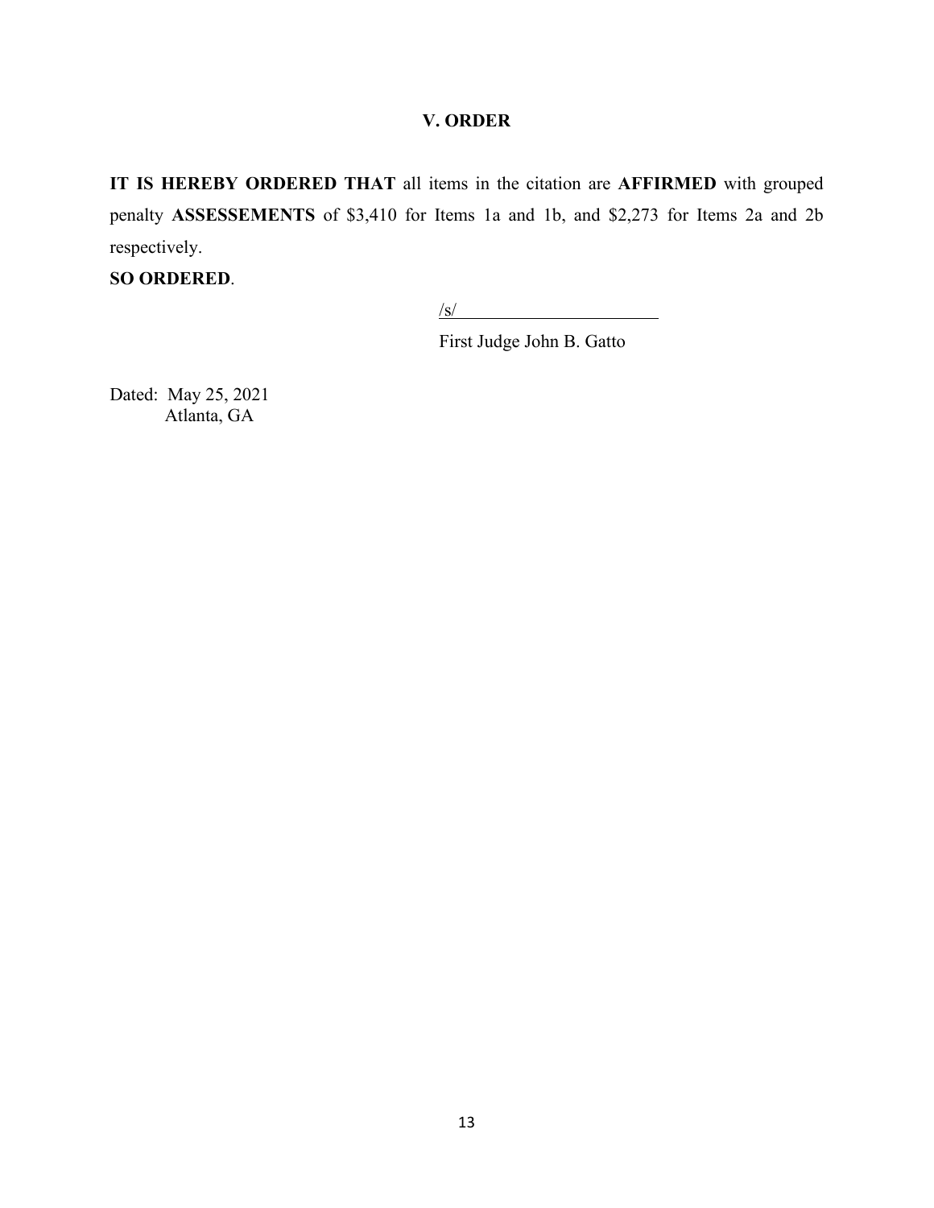## V. ORDER

**IT IS HEREBY ORDERED THAT** all items in the citation are **AFFIRMED** with grouped penalty **ASSESSEMENTS** of $3,410 for Items 1a and 1b, and $2,273 for Items 2a and 2b respectively.

**SO ORDERED**.

/s/

First Judge John B. Gatto

Dated: May 25, 2021
Atlanta, GA